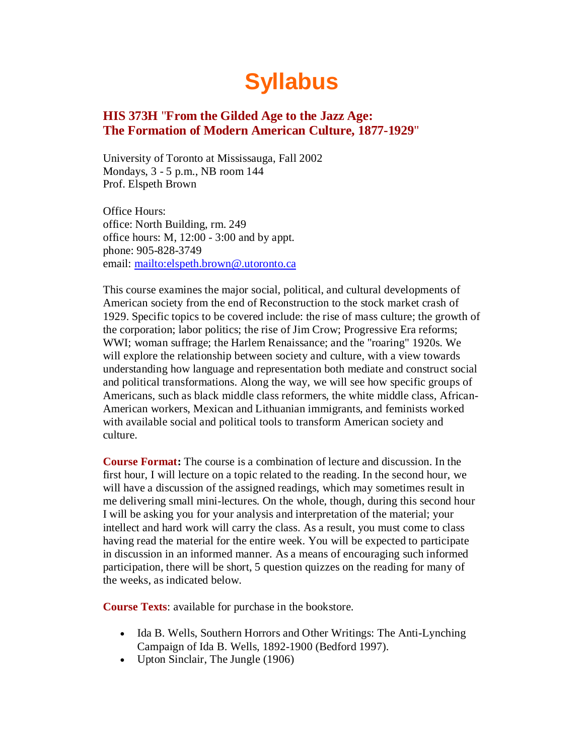# Syllabus

## HIS 373H "From the Gilded Age to the Jazz Age: The Formation of Modern American Culture, 1877-1929"

University of Toronto at Mississauga, Fall 2002
Mondays, 3 - 5 p.m., NB room 144
Prof. Elspeth Brown

Office Hours:
office: North Building, rm. 249
office hours: M, 12:00 - 3:00 and by appt.
phone: 905-828-3749
email: [mailto:elspeth.brown@.utoronto.ca](mailto:elspeth.brown@.utoronto.ca)

This course examines the major social, political, and cultural developments of American society from the end of Reconstruction to the stock market crash of 1929. Specific topics to be covered include: the rise of mass culture; the growth of the corporation; labor politics; the rise of Jim Crow; Progressive Era reforms; WWI; woman suffrage; the Harlem Renaissance; and the "roaring" 1920s. We will explore the relationship between society and culture, with a view towards understanding how language and representation both mediate and construct social and political transformations. Along the way, we will see how specific groups of Americans, such as black middle class reformers, the white middle class, African-American workers, Mexican and Lithuanian immigrants, and feminists worked with available social and political tools to transform American society and culture.

**Course Format:** The course is a combination of lecture and discussion. In the first hour, I will lecture on a topic related to the reading. In the second hour, we will have a discussion of the assigned readings, which may sometimes result in me delivering small mini-lectures. On the whole, though, during this second hour I will be asking you for your analysis and interpretation of the material; your intellect and hard work will carry the class. As a result, you must come to class having read the material for the entire week. You will be expected to participate in discussion in an informed manner. As a means of encouraging such informed participation, there will be short, 5 question quizzes on the reading for many of the weeks, as indicated below.

**Course Texts**: available for purchase in the bookstore.

- Ida B. Wells, Southern Horrors and Other Writings: The Anti-Lynching Campaign of Ida B. Wells, 1892-1900 (Bedford 1997).
- Upton Sinclair, The Jungle (1906)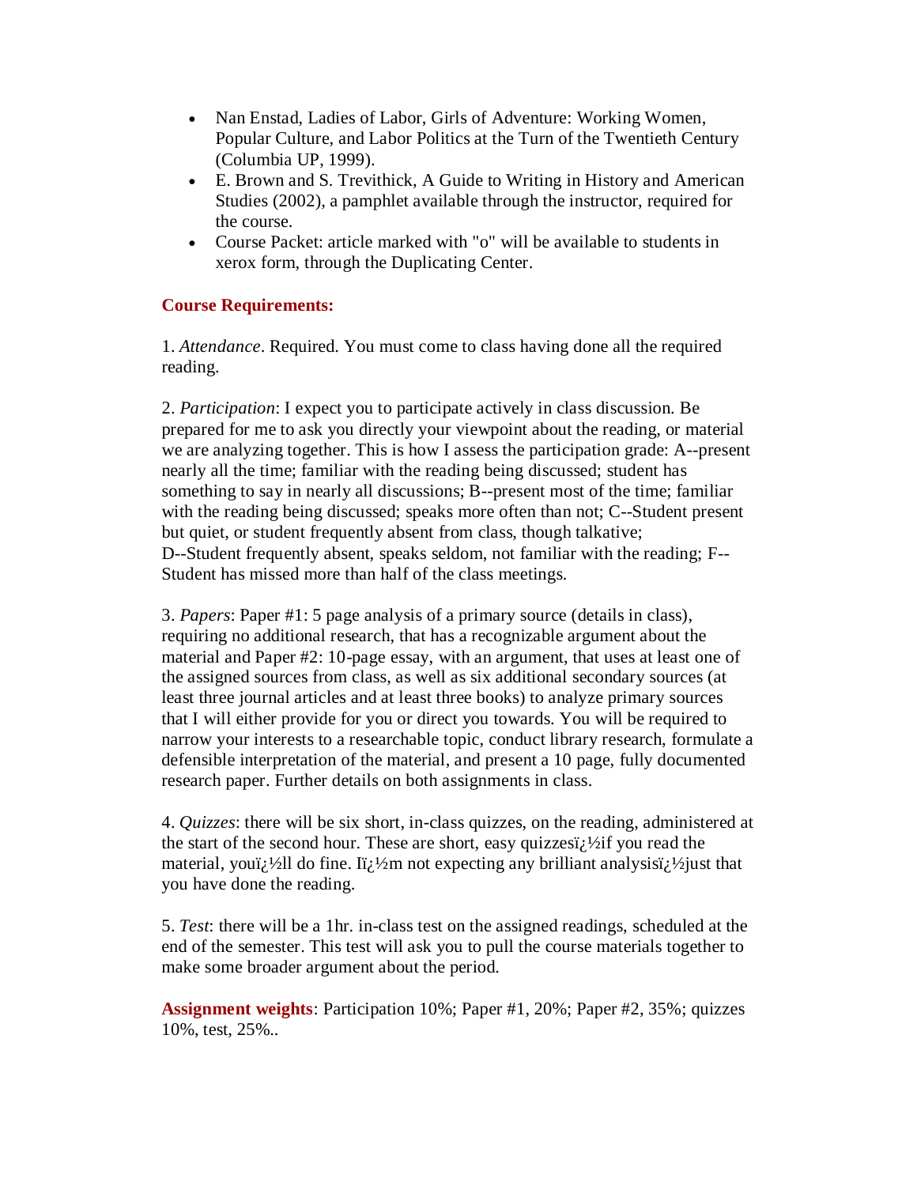- Nan Enstad, Ladies of Labor, Girls of Adventure: Working Women, Popular Culture, and Labor Politics at the Turn of the Twentieth Century (Columbia UP, 1999).
- E. Brown and S. Trevithick, A Guide to Writing in History and American Studies (2002), a pamphlet available through the instructor, required for the course.
- Course Packet: article marked with "o" will be available to students in xerox form, through the Duplicating Center.

**Course Requirements:**

1. *Attendance*. Required. You must come to class having done all the required reading.

2. *Participation*: I expect you to participate actively in class discussion. Be prepared for me to ask you directly your viewpoint about the reading, or material we are analyzing together. This is how I assess the participation grade: A--present nearly all the time; familiar with the reading being discussed; student has something to say in nearly all discussions; B--present most of the time; familiar with the reading being discussed; speaks more often than not; C--Student present but quiet, or student frequently absent from class, though talkative; D--Student frequently absent, speaks seldom, not familiar with the reading; F--Student has missed more than half of the class meetings.

3. *Papers*: Paper #1: 5 page analysis of a primary source (details in class), requiring no additional research, that has a recognizable argument about the material and Paper #2: 10-page essay, with an argument, that uses at least one of the assigned sources from class, as well as six additional secondary sources (at least three journal articles and at least three books) to analyze primary sources that I will either provide for you or direct you towards. You will be required to narrow your interests to a researchable topic, conduct library research, formulate a defensible interpretation of the material, and present a 10 page, fully documented research paper. Further details on both assignments in class.

4. *Quizzes*: there will be six short, in-class quizzes, on the reading, administered at the start of the second hour. These are short, easy quizzesï¿½if you read the material, youï¿½ll do fine. Iï¿½m not expecting any brilliant analysisï¿½just that you have done the reading.

5. *Test*: there will be a 1hr. in-class test on the assigned readings, scheduled at the end of the semester. This test will ask you to pull the course materials together to make some broader argument about the period.

**Assignment weights**: Participation 10%; Paper #1, 20%; Paper #2, 35%; quizzes 10%, test, 25%..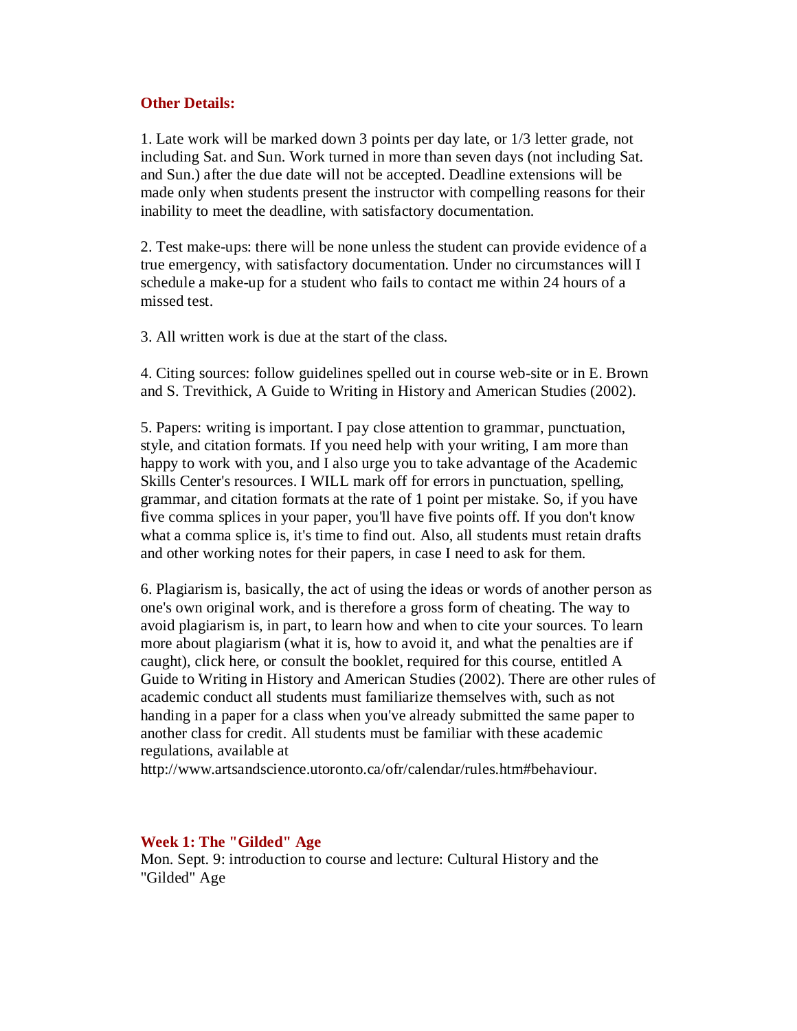## Other Details:

1. Late work will be marked down 3 points per day late, or 1/3 letter grade, not including Sat. and Sun. Work turned in more than seven days (not including Sat. and Sun.) after the due date will not be accepted. Deadline extensions will be made only when students present the instructor with compelling reasons for their inability to meet the deadline, with satisfactory documentation.

2. Test make-ups: there will be none unless the student can provide evidence of a true emergency, with satisfactory documentation. Under no circumstances will I schedule a make-up for a student who fails to contact me within 24 hours of a missed test.

3. All written work is due at the start of the class.

4. Citing sources: follow guidelines spelled out in course web-site or in E. Brown and S. Trevithick, A Guide to Writing in History and American Studies (2002).

5. Papers: writing is important. I pay close attention to grammar, punctuation, style, and citation formats. If you need help with your writing, I am more than happy to work with you, and I also urge you to take advantage of the Academic Skills Center's resources. I WILL mark off for errors in punctuation, spelling, grammar, and citation formats at the rate of 1 point per mistake. So, if you have five comma splices in your paper, you'll have five points off. If you don't know what a comma splice is, it's time to find out. Also, all students must retain drafts and other working notes for their papers, in case I need to ask for them.

6. Plagiarism is, basically, the act of using the ideas or words of another person as one's own original work, and is therefore a gross form of cheating. The way to avoid plagiarism is, in part, to learn how and when to cite your sources. To learn more about plagiarism (what it is, how to avoid it, and what the penalties are if caught), click here, or consult the booklet, required for this course, entitled A Guide to Writing in History and American Studies (2002). There are other rules of academic conduct all students must familiarize themselves with, such as not handing in a paper for a class when you've already submitted the same paper to another class for credit. All students must be familiar with these academic regulations, available at http://www.artsandscience.utoronto.ca/ofr/calendar/rules.htm#behaviour.

## Week 1: The "Gilded" Age

Mon. Sept. 9: introduction to course and lecture: Cultural History and the "Gilded" Age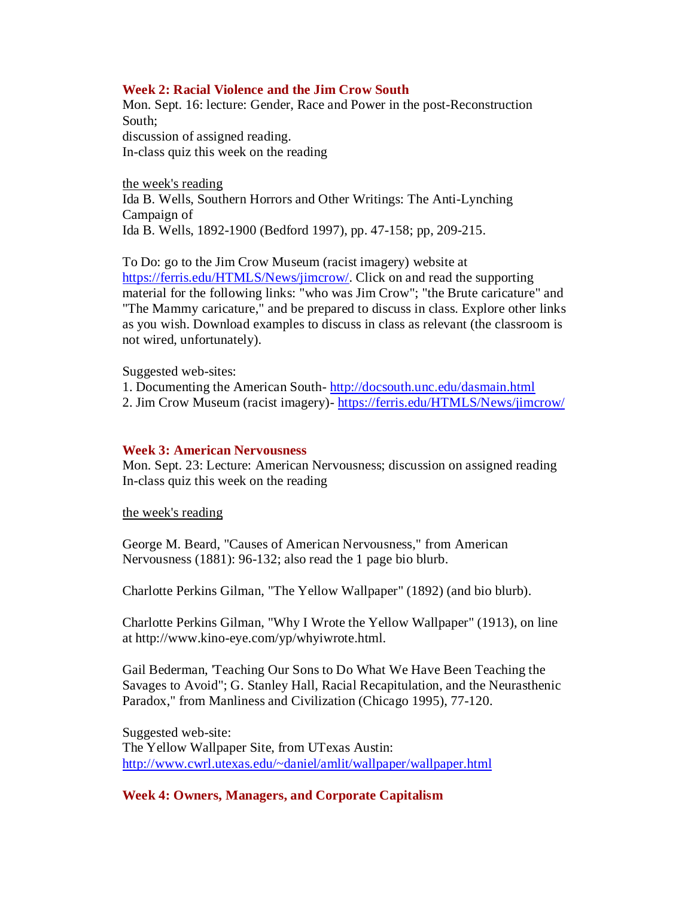### Week 2: Racial Violence and the Jim Crow South

Mon. Sept. 16: lecture: Gender, Race and Power in the post-Reconstruction South;
discussion of assigned reading.
In-class quiz this week on the reading

the week's reading

Ida B. Wells, Southern Horrors and Other Writings: The Anti-Lynching Campaign of
Ida B. Wells, 1892-1900 (Bedford 1997), pp. 47-158; pp, 209-215.

To Do: go to the Jim Crow Museum (racist imagery) website at [https://ferris.edu/HTMLS/News/jimcrow/](https://ferris.edu/HTMLS/News/jimcrow/). Click on and read the supporting material for the following links: "who was Jim Crow"; "the Brute caricature" and "The Mammy caricature," and be prepared to discuss in class. Explore other links as you wish. Download examples to discuss in class as relevant (the classroom is not wired, unfortunately).

Suggested web-sites:

1. Documenting the American South- [http://docsouth.unc.edu/dasmain.html](http://docsouth.unc.edu/dasmain.html)
2. Jim Crow Museum (racist imagery)- [https://ferris.edu/HTMLS/News/jimcrow/](https://ferris.edu/HTMLS/News/jimcrow/)

### Week 3: American Nervousness

Mon. Sept. 23: Lecture: American Nervousness; discussion on assigned reading
In-class quiz this week on the reading

the week's reading

George M. Beard, "Causes of American Nervousness," from American Nervousness (1881): 96-132; also read the 1 page bio blurb.

Charlotte Perkins Gilman, "The Yellow Wallpaper" (1892) (and bio blurb).

Charlotte Perkins Gilman, "Why I Wrote the Yellow Wallpaper" (1913), on line at http://www.kino-eye.com/yp/whyiwrote.html.

Gail Bederman, 'Teaching Our Sons to Do What We Have Been Teaching the Savages to Avoid"; G. Stanley Hall, Racial Recapitulation, and the Neurasthenic Paradox," from Manliness and Civilization (Chicago 1995), 77-120.

Suggested web-site:
The Yellow Wallpaper Site, from UTexas Austin:
[http://www.cwrl.utexas.edu/~daniel/amlit/wallpaper/wallpaper.html](http://www.cwrl.utexas.edu/~daniel/amlit/wallpaper/wallpaper.html)

### Week 4: Owners, Managers, and Corporate Capitalism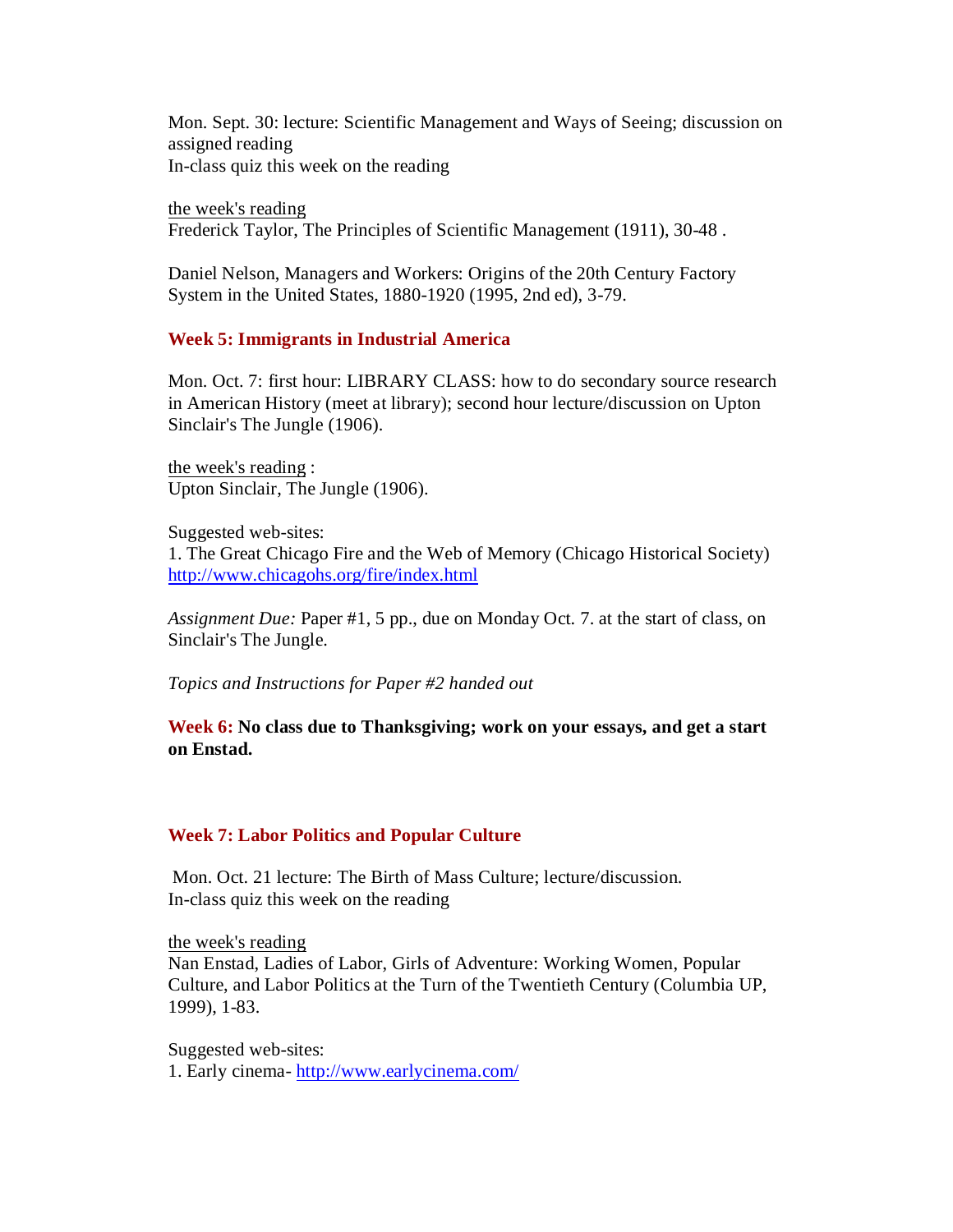Mon. Sept. 30: lecture: Scientific Management and Ways of Seeing; discussion on assigned reading
In-class quiz this week on the reading

the week's reading
Frederick Taylor, The Principles of Scientific Management (1911), 30-48 .

Daniel Nelson, Managers and Workers: Origins of the 20th Century Factory System in the United States, 1880-1920 (1995, 2nd ed), 3-79.

### Week 5: Immigrants in Industrial America

Mon. Oct. 7: first hour: LIBRARY CLASS: how to do secondary source research in American History (meet at library); second hour lecture/discussion on Upton Sinclair's The Jungle (1906).

the week's reading :
Upton Sinclair, The Jungle (1906).

Suggested web-sites:
1. The Great Chicago Fire and the Web of Memory (Chicago Historical Society) http://www.chicagohs.org/fire/index.html

*Assignment Due:* Paper #1, 5 pp., due on Monday Oct. 7. at the start of class, on Sinclair's The Jungle.

*Topics and Instructions for Paper #2 handed out*

### Week 6: No class due to Thanksgiving; work on your essays, and get a start on Enstad.

### Week 7: Labor Politics and Popular Culture

Mon. Oct. 21 lecture: The Birth of Mass Culture; lecture/discussion.
In-class quiz this week on the reading

the week's reading
Nan Enstad, Ladies of Labor, Girls of Adventure: Working Women, Popular Culture, and Labor Politics at the Turn of the Twentieth Century (Columbia UP, 1999), 1-83.

Suggested web-sites:
1. Early cinema- http://www.earlycinema.com/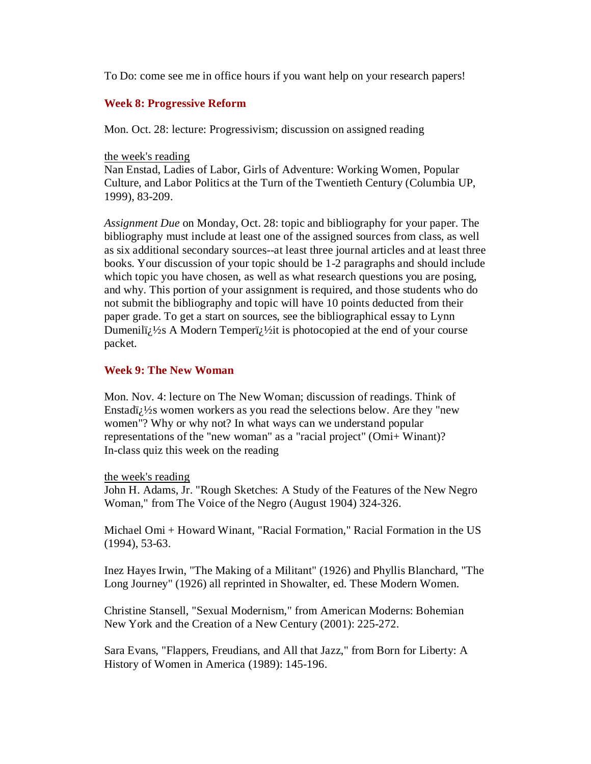To Do: come see me in office hours if you want help on your research papers!

### Week 8: Progressive Reform

Mon. Oct. 28: lecture: Progressivism; discussion on assigned reading

the week's reading
Nan Enstad, Ladies of Labor, Girls of Adventure: Working Women, Popular Culture, and Labor Politics at the Turn of the Twentieth Century (Columbia UP, 1999), 83-209.

*Assignment Due* on Monday, Oct. 28: topic and bibliography for your paper. The bibliography must include at least one of the assigned sources from class, as well as six additional secondary sources--at least three journal articles and at least three books. Your discussion of your topic should be 1-2 paragraphs and should include which topic you have chosen, as well as what research questions you are posing, and why. This portion of your assignment is required, and those students who do not submit the bibliography and topic will have 10 points deducted from their paper grade. To get a start on sources, see the bibliographical essay to Lynn Dumenilï¿½s A Modern Temperï¿½it is photocopied at the end of your course packet.

### Week 9: The New Woman

Mon. Nov. 4: lecture on The New Woman; discussion of readings. Think of Enstadï¿½s women workers as you read the selections below. Are they "new women"? Why or why not? In what ways can we understand popular representations of the "new woman" as a "racial project" (Omi+ Winant)?
In-class quiz this week on the reading

the week's reading
John H. Adams, Jr. "Rough Sketches: A Study of the Features of the New Negro Woman," from The Voice of the Negro (August 1904) 324-326.

Michael Omi + Howard Winant, "Racial Formation," Racial Formation in the US (1994), 53-63.

Inez Hayes Irwin, "The Making of a Militant" (1926) and Phyllis Blanchard, "The Long Journey" (1926) all reprinted in Showalter, ed. These Modern Women.

Christine Stansell, "Sexual Modernism," from American Moderns: Bohemian New York and the Creation of a New Century (2001): 225-272.

Sara Evans, "Flappers, Freudians, and All that Jazz," from Born for Liberty: A History of Women in America (1989): 145-196.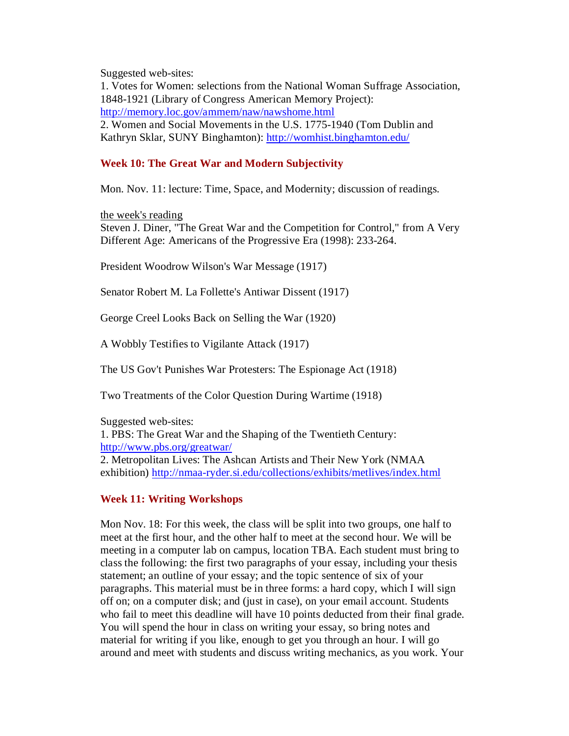Suggested web-sites:
1. Votes for Women: selections from the National Woman Suffrage Association, 1848-1921 (Library of Congress American Memory Project): [http://memory.loc.gov/ammem/naw/nawshome.html](http://memory.loc.gov/ammem/naw/nawshome.html)
2. Women and Social Movements in the U.S. 1775-1940 (Tom Dublin and Kathryn Sklar, SUNY Binghamton): [http://womhist.binghamton.edu/](http://womhist.binghamton.edu/)

### Week 10: The Great War and Modern Subjectivity

Mon. Nov. 11: lecture: Time, Space, and Modernity; discussion of readings.

<u>the week's reading</u>
Steven J. Diner, "The Great War and the Competition for Control," from A Very Different Age: Americans of the Progressive Era (1998): 233-264.

President Woodrow Wilson's War Message (1917)

Senator Robert M. La Follette's Antiwar Dissent (1917)

George Creel Looks Back on Selling the War (1920)

A Wobbly Testifies to Vigilante Attack (1917)

The US Gov't Punishes War Protesters: The Espionage Act (1918)

Two Treatments of the Color Question During Wartime (1918)

Suggested web-sites:
1. PBS: The Great War and the Shaping of the Twentieth Century: [http://www.pbs.org/greatwar/](http://www.pbs.org/greatwar/)
2. Metropolitan Lives: The Ashcan Artists and Their New York (NMAA exhibition) [http://nmaa-ryder.si.edu/collections/exhibits/metlives/index.html](http://nmaa-ryder.si.edu/collections/exhibits/metlives/index.html)

### Week 11: Writing Workshops

Mon Nov. 18: For this week, the class will be split into two groups, one half to meet at the first hour, and the other half to meet at the second hour. We will be meeting in a computer lab on campus, location TBA. Each student must bring to class the following: the first two paragraphs of your essay, including your thesis statement; an outline of your essay; and the topic sentence of six of your paragraphs. This material must be in three forms: a hard copy, which I will sign off on; on a computer disk; and (just in case), on your email account. Students who fail to meet this deadline will have 10 points deducted from their final grade. You will spend the hour in class on writing your essay, so bring notes and material for writing if you like, enough to get you through an hour. I will go around and meet with students and discuss writing mechanics, as you work. Your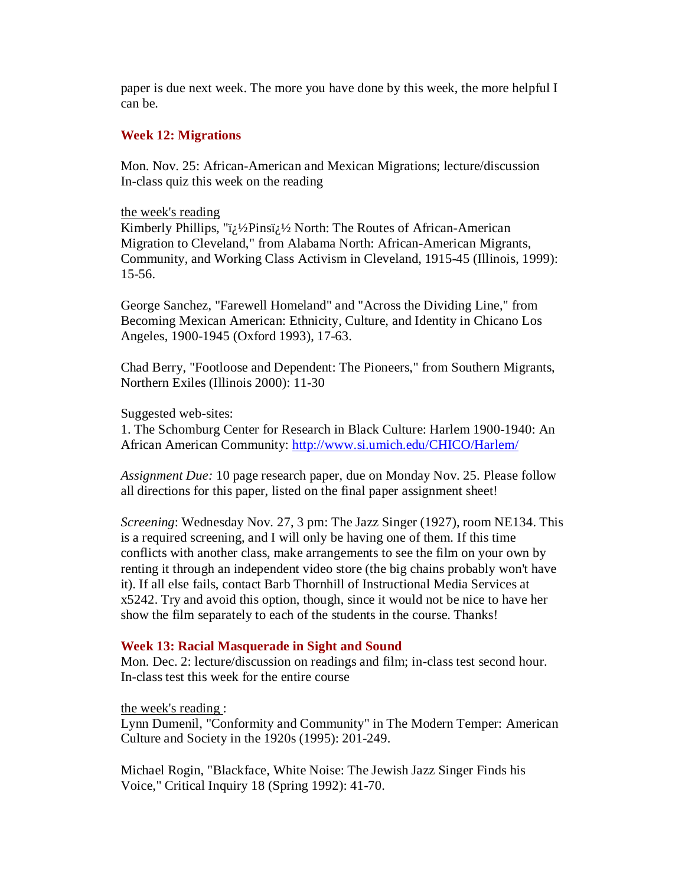paper is due next week. The more you have done by this week, the more helpful I can be.

## Week 12: Migrations

Mon. Nov. 25: African-American and Mexican Migrations; lecture/discussion
In-class quiz this week on the reading

<u>the week's reading</u>
Kimberly Phillips, "ï¿½Pinsï¿½ North: The Routes of African-American Migration to Cleveland," from Alabama North: African-American Migrants, Community, and Working Class Activism in Cleveland, 1915-45 (Illinois, 1999): 15-56.

George Sanchez, "Farewell Homeland" and "Across the Dividing Line," from Becoming Mexican American: Ethnicity, Culture, and Identity in Chicano Los Angeles, 1900-1945 (Oxford 1993), 17-63.

Chad Berry, "Footloose and Dependent: The Pioneers," from Southern Migrants, Northern Exiles (Illinois 2000): 11-30

Suggested web-sites:
1. The Schomburg Center for Research in Black Culture: Harlem 1900-1940: An African American Community: http://www.si.umich.edu/CHICO/Harlem/

*Assignment Due:* 10 page research paper, due on Monday Nov. 25. Please follow all directions for this paper, listed on the final paper assignment sheet!

*Screening*: Wednesday Nov. 27, 3 pm: The Jazz Singer (1927), room NE134. This is a required screening, and I will only be having one of them. If this time conflicts with another class, make arrangements to see the film on your own by renting it through an independent video store (the big chains probably won't have it). If all else fails, contact Barb Thornhill of Instructional Media Services at x5242. Try and avoid this option, though, since it would not be nice to have her show the film separately to each of the students in the course. Thanks!

## Week 13: Racial Masquerade in Sight and Sound

Mon. Dec. 2: lecture/discussion on readings and film; in-class test second hour.
In-class test this week for the entire course

<u>the week's reading</u> :
Lynn Dumenil, "Conformity and Community" in The Modern Temper: American Culture and Society in the 1920s (1995): 201-249.

Michael Rogin, "Blackface, White Noise: The Jewish Jazz Singer Finds his Voice," Critical Inquiry 18 (Spring 1992): 41-70.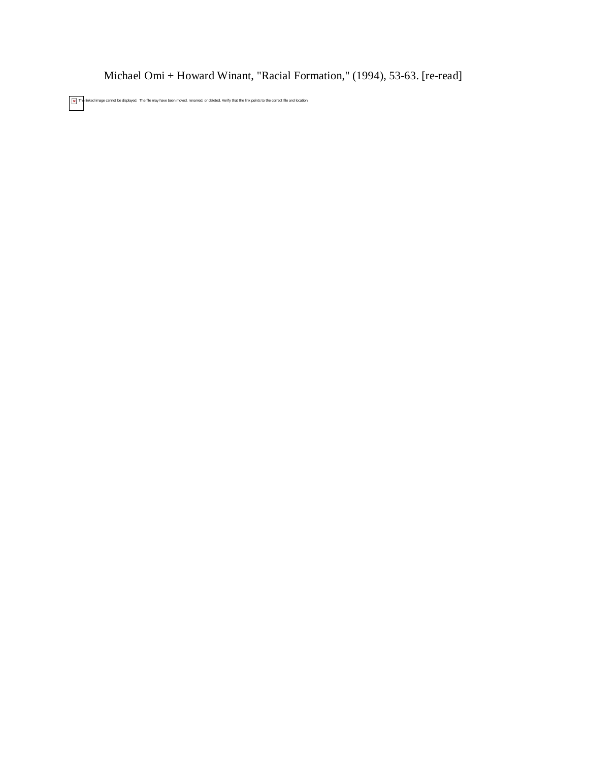Michael Omi + Howard Winant, "Racial Formation," (1994), 53-63. [re-read]

The linked image cannot be displayed. The file may have been moved, renamed, or deleted. Verify that the link points to the correct file and location.